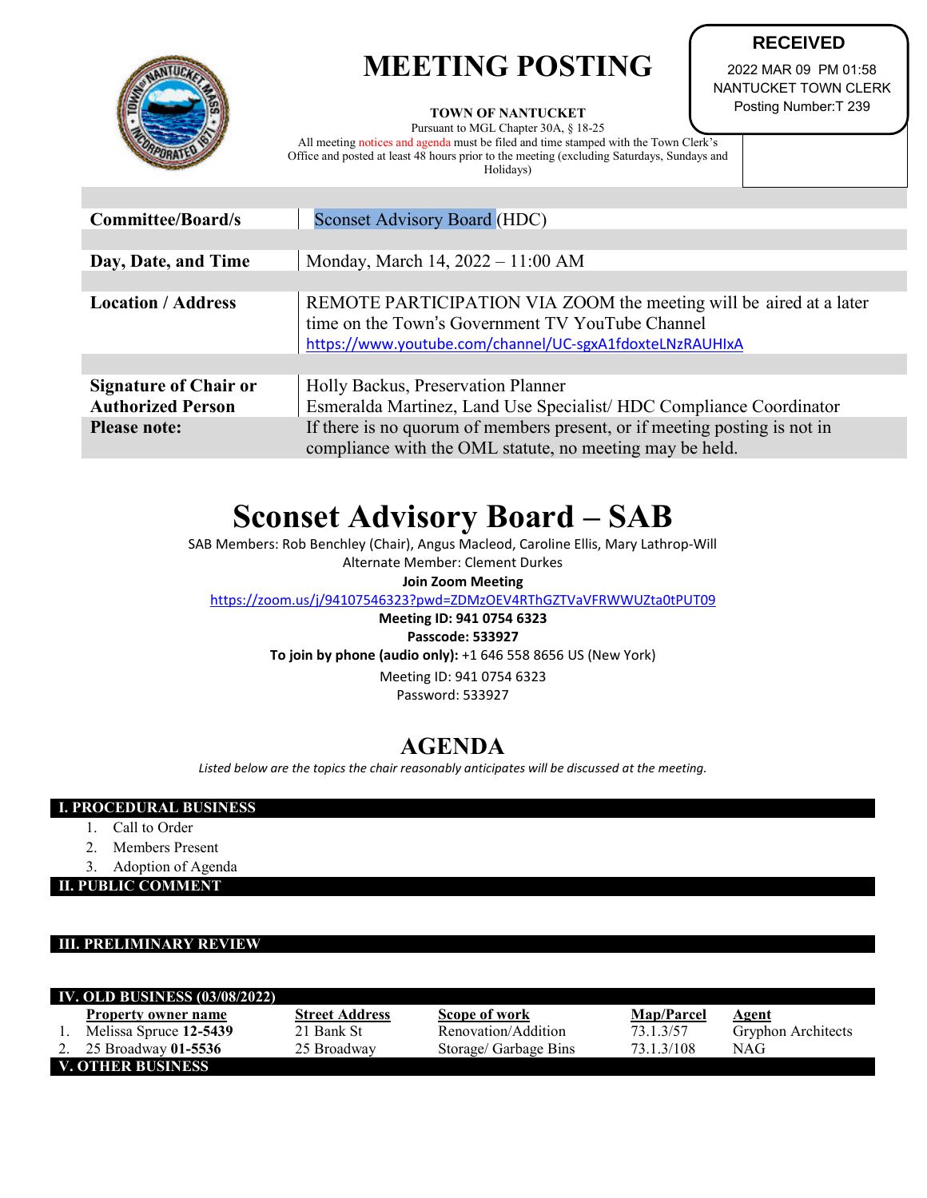# MEETING POSTING

**RECEIVED**
2022 MAR 09 PM 01:58
NANTUCKET TOWN CLERK
Posting Number:T 239

**TOWN OF NANTUCKET**
Pursuant to MGL Chapter 30A, § 18-25
All meeting notices and agenda must be filed and time stamped with the Town Clerk's Office and posted at least 48 hours prior to the meeting (excluding Saturdays, Sundays and Holidays)

| | |
|---|---|
| **Committee/Board/s** | Sconset Advisory Board (HDC) |
| **Day, Date, and Time** | Monday, March 14, 2022 – 11:00 AM |
| **Location / Address** | REMOTE PARTICIPATION VIA ZOOM the meeting will be aired at a later time on the Town's Government TV YouTube Channel https://www.youtube.com/channel/UC-sgxA1fdoxteLNzRAUHIxA |
| **Signature of Chair or Authorized Person** | Holly Backus, Preservation Planner<br>Esmeralda Martinez, Land Use Specialist/ HDC Compliance Coordinator |
| **Please note:** | If there is no quorum of members present, or if meeting posting is not in compliance with the OML statute, no meeting may be held. |

# Sconset Advisory Board – SAB

SAB Members: Rob Benchley (Chair), Angus Macleod, Caroline Ellis, Mary Lathrop-Will
Alternate Member: Clement Durkes
**Join Zoom Meeting**
https://zoom.us/j/94107546323?pwd=ZDMzOEV4RThGZTVaVFRWWUZta0tPUT09
**Meeting ID: 941 0754 6323**
**Passcode: 533927**
**To join by phone (audio only):** +1 646 558 8656 US (New York)
Meeting ID: 941 0754 6323
Password: 533927

## AGENDA

*Listed below are the topics the chair reasonably anticipates will be discussed at the meeting.*

### I. PROCEDURAL BUSINESS

1. Call to Order
2. Members Present
3. Adoption of Agenda

### II. PUBLIC COMMENT

### III. PRELIMINARY REVIEW

### IV. OLD BUSINESS (03/08/2022)

| | Property owner name | Street Address | Scope of work | Map/Parcel | Agent |
|---|---|---|---|---|---|
| 1. | Melissa Spruce **12-5439** | 21 Bank St | Renovation/Addition | 73.1.3/57 | Gryphon Architects |
| 2. | 25 Broadway **01-5536** | 25 Broadway | Storage/ Garbage Bins | 73.1.3/108 | NAG |

### V. OTHER BUSINESS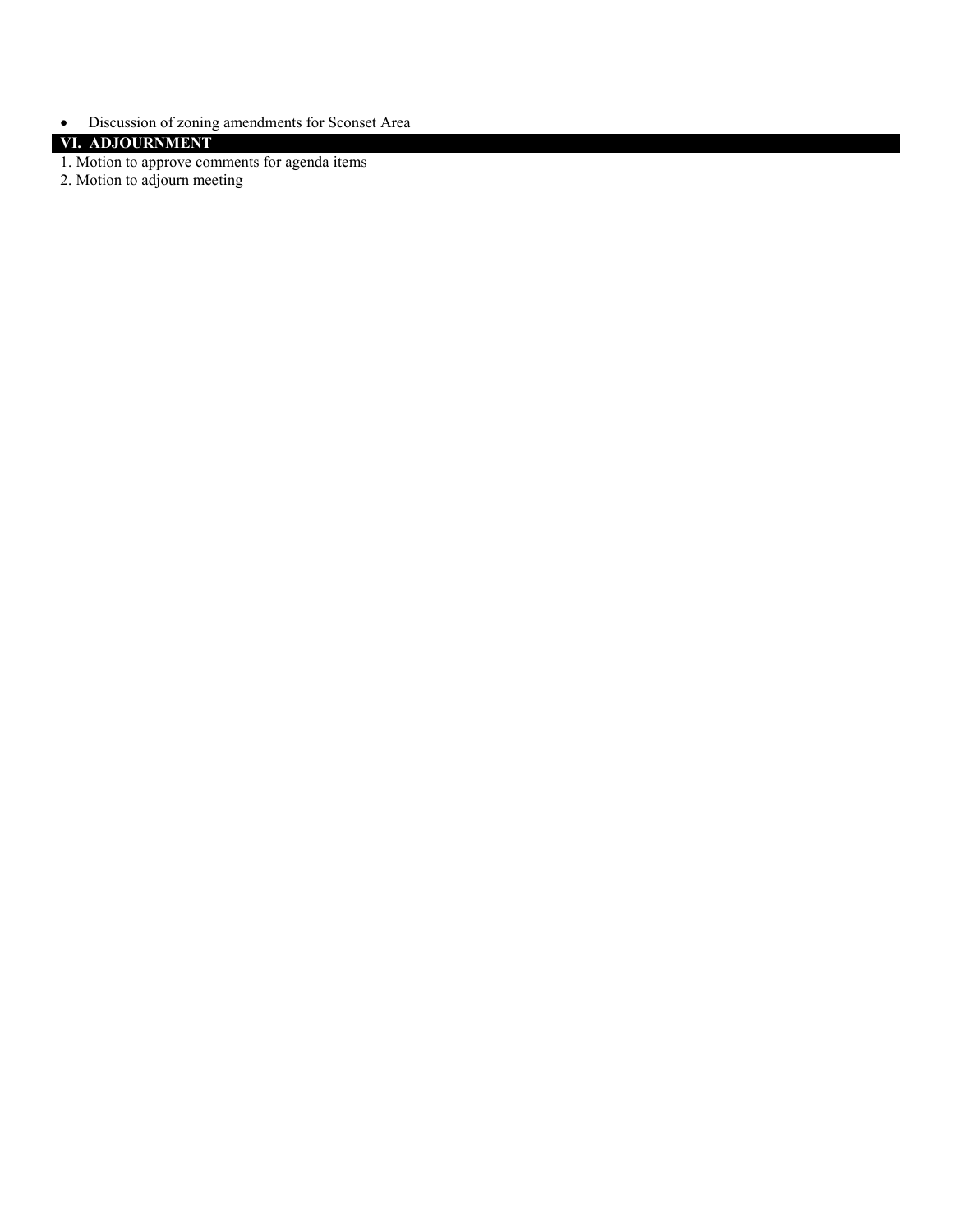- Discussion of zoning amendments for Sconset Area

## VI. ADJOURNMENT

1. Motion to approve comments for agenda items
2. Motion to adjourn meeting